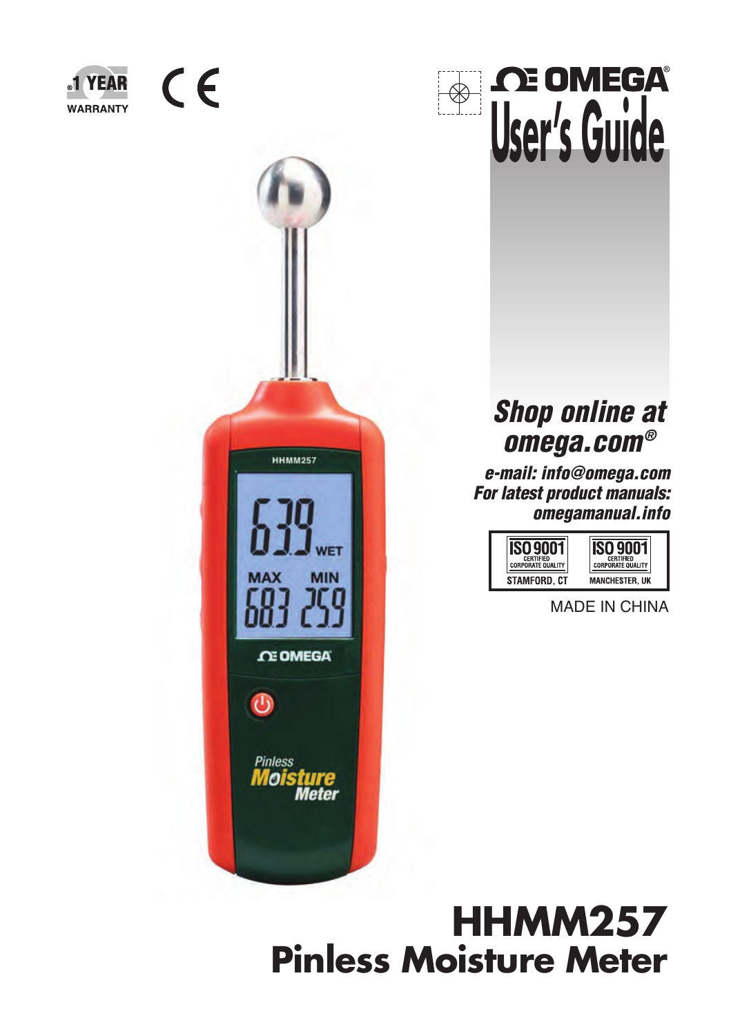1 YEAR WARRANTY

CE

OMEGA®

# User's Guide

*Shop online at omega.com®*

*e-mail: info@omega.com*
*For latest product manuals: omegamanual.info*

| ISO 9001 CERTIFIED CORPORATE QUALITY | ISO 9001 CERTIFIED CORPORATE QUALITY |
|---|---|
| STAMFORD, CT | MANCHESTER, UK |

MADE IN CHINA

# HHMM257
## Pinless Moisture Meter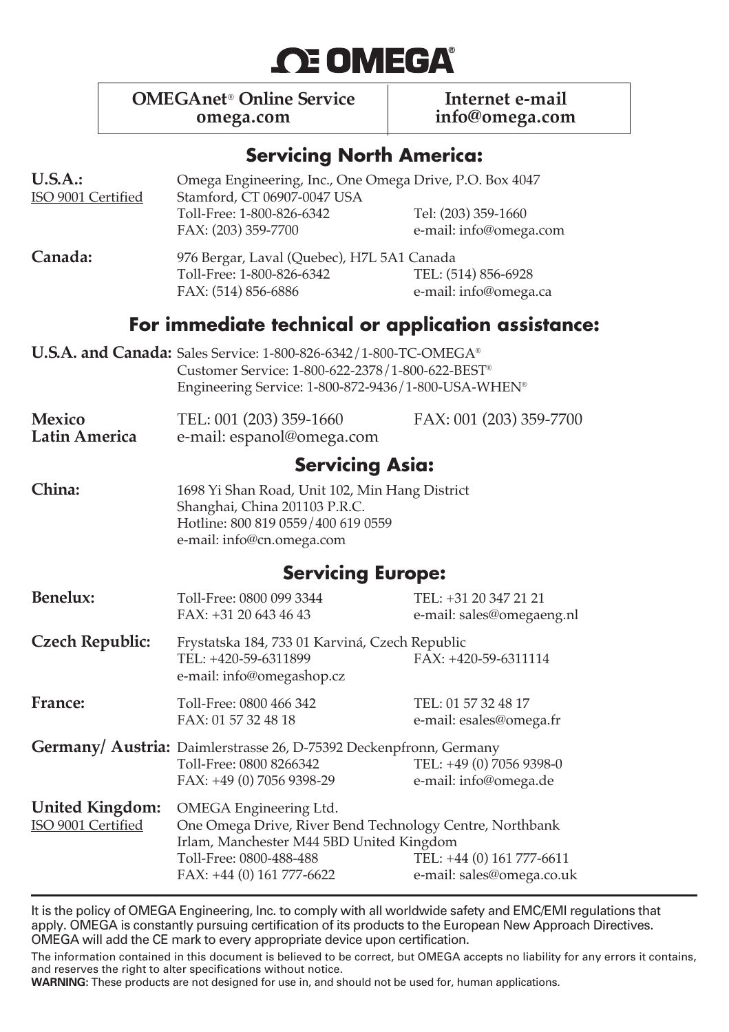# OMEGA®

| OMEGAnet® Online Service omega.com | Internet e-mail info@omega.com |
| --- | --- |

## Servicing North America:

**U.S.A.:**
ISO 9001 Certified

Omega Engineering, Inc., One Omega Drive, P.O. Box 4047
Stamford, CT 06907-0047 USA
Toll-Free: 1-800-826-6342 Tel: (203) 359-1660
FAX: (203) 359-7700 e-mail: info@omega.com

**Canada:**

976 Bergar, Laval (Quebec), H7L 5A1 Canada
Toll-Free: 1-800-826-6342 TEL: (514) 856-6928
FAX: (514) 856-6886 e-mail: info@omega.ca

## For immediate technical or application assistance:

**U.S.A. and Canada:** Sales Service: 1-800-826-6342/1-800-TC-OMEGA®
Customer Service: 1-800-622-2378/1-800-622-BEST®
Engineering Service: 1-800-872-9436/1-800-USA-WHEN®

**Mexico**
**Latin America**

TEL: 001 (203) 359-1660 FAX: 001 (203) 359-7700
e-mail: espanol@omega.com

## Servicing Asia:

**China:**

1698 Yi Shan Road, Unit 102, Min Hang District
Shanghai, China 201103 P.R.C.
Hotline: 800 819 0559/400 619 0559
e-mail: info@cn.omega.com

## Servicing Europe:

**Benelux:**

Toll-Free: 0800 099 3344 TEL: +31 20 347 21 21
FAX: +31 20 643 46 43 e-mail: sales@omegaeng.nl

**Czech Republic:**

Frystatska 184, 733 01 Karviná, Czech Republic
TEL: +420-59-6311899 FAX: +420-59-6311114
e-mail: info@omegashop.cz

**France:**

Toll-Free: 0800 466 342 TEL: 01 57 32 48 17
FAX: 01 57 32 48 18 e-mail: esales@omega.fr

**Germany/ Austria:** Daimlerstrasse 26, D-75392 Deckenpfronn, Germany
Toll-Free: 0800 8266342 TEL: +49 (0) 7056 9398-0
FAX: +49 (0) 7056 9398-29 e-mail: info@omega.de

**United Kingdom:**
ISO 9001 Certified

OMEGA Engineering Ltd.
One Omega Drive, River Bend Technology Centre, Northbank
Irlam, Manchester M44 5BD United Kingdom
Toll-Free: 0800-488-488 TEL: +44 (0) 161 777-6611
FAX: +44 (0) 161 777-6622 e-mail: sales@omega.co.uk

---

It is the policy of OMEGA Engineering, Inc. to comply with all worldwide safety and EMC/EMI regulations that apply. OMEGA is constantly pursuing certification of its products to the European New Approach Directives. OMEGA will add the CE mark to every appropriate device upon certification.

The information contained in this document is believed to be correct, but OMEGA accepts no liability for any errors it contains, and reserves the right to alter specifications without notice.

**WARNING:** These products are not designed for use in, and should not be used for, human applications.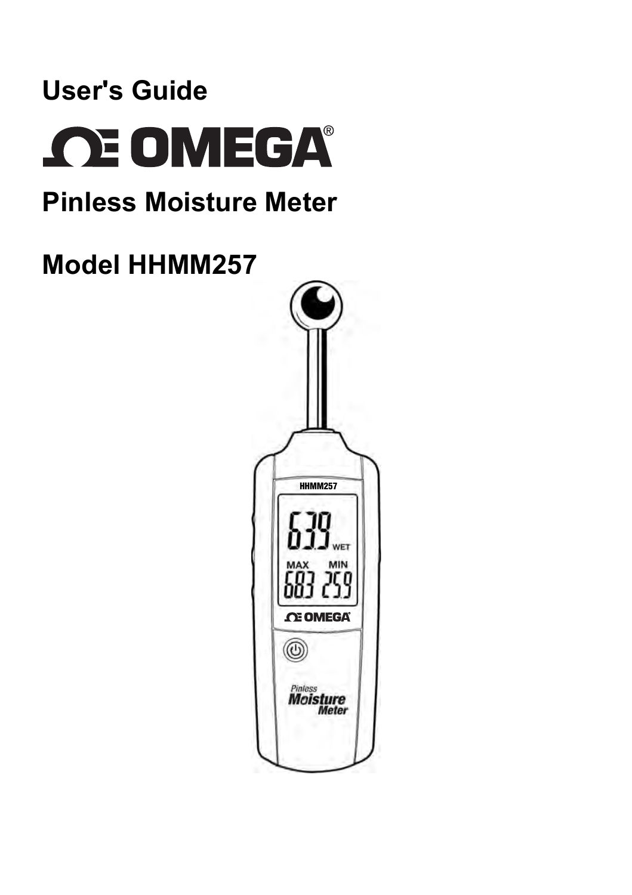# User's Guide

OMEGA®

# Pinless Moisture Meter

# Model HHMM257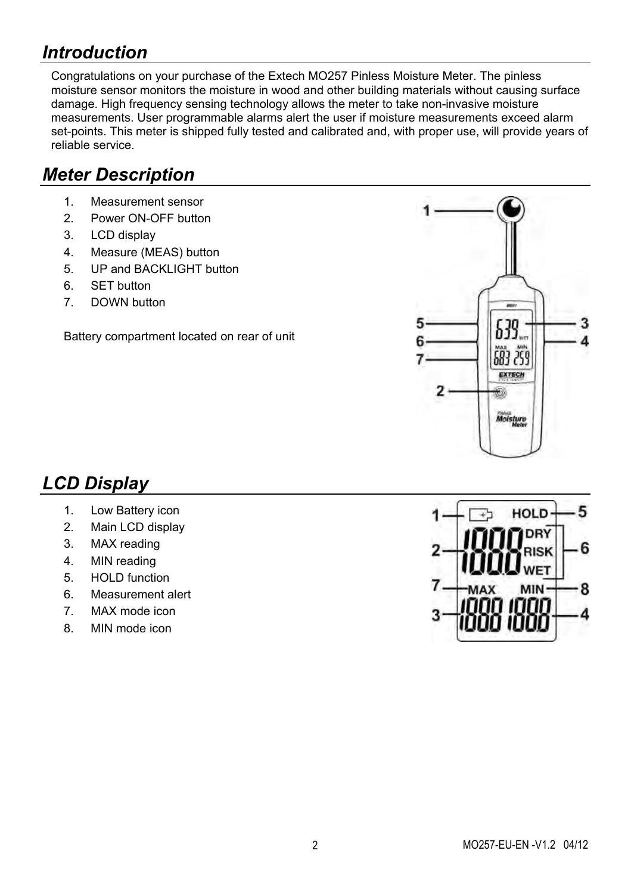## *Introduction*

Congratulations on your purchase of the Extech MO257 Pinless Moisture Meter. The pinless moisture sensor monitors the moisture in wood and other building materials without causing surface damage. High frequency sensing technology allows the meter to take non-invasive moisture measurements. User programmable alarms alert the user if moisture measurements exceed alarm set-points. This meter is shipped fully tested and calibrated and, with proper use, will provide years of reliable service.

## *Meter Description*

1. Measurement sensor
2. Power ON-OFF button
3. LCD display
4. Measure (MEAS) button
5. UP and BACKLIGHT button
6. SET button
7. DOWN button

Battery compartment located on rear of unit

## *LCD Display*

1. Low Battery icon
2. Main LCD display
3. MAX reading
4. MIN reading
5. HOLD function
6. Measurement alert
7. MAX mode icon
8. MIN mode icon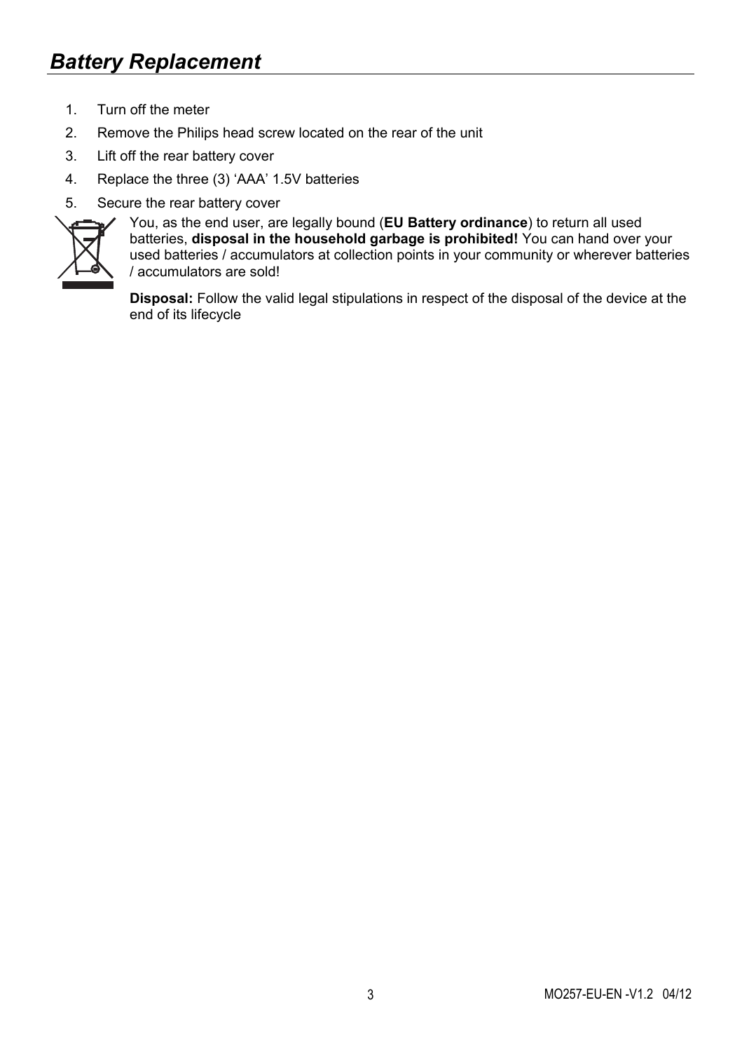## *Battery Replacement*

1. Turn off the meter
2. Remove the Philips head screw located on the rear of the unit
3. Lift off the rear battery cover
4. Replace the three (3) 'AAA' 1.5V batteries
5. Secure the rear battery cover

You, as the end user, are legally bound (**EU Battery ordinance**) to return all used batteries, **disposal in the household garbage is prohibited!** You can hand over your used batteries / accumulators at collection points in your community or wherever batteries / accumulators are sold!

**Disposal:** Follow the valid legal stipulations in respect of the disposal of the device at the end of its lifecycle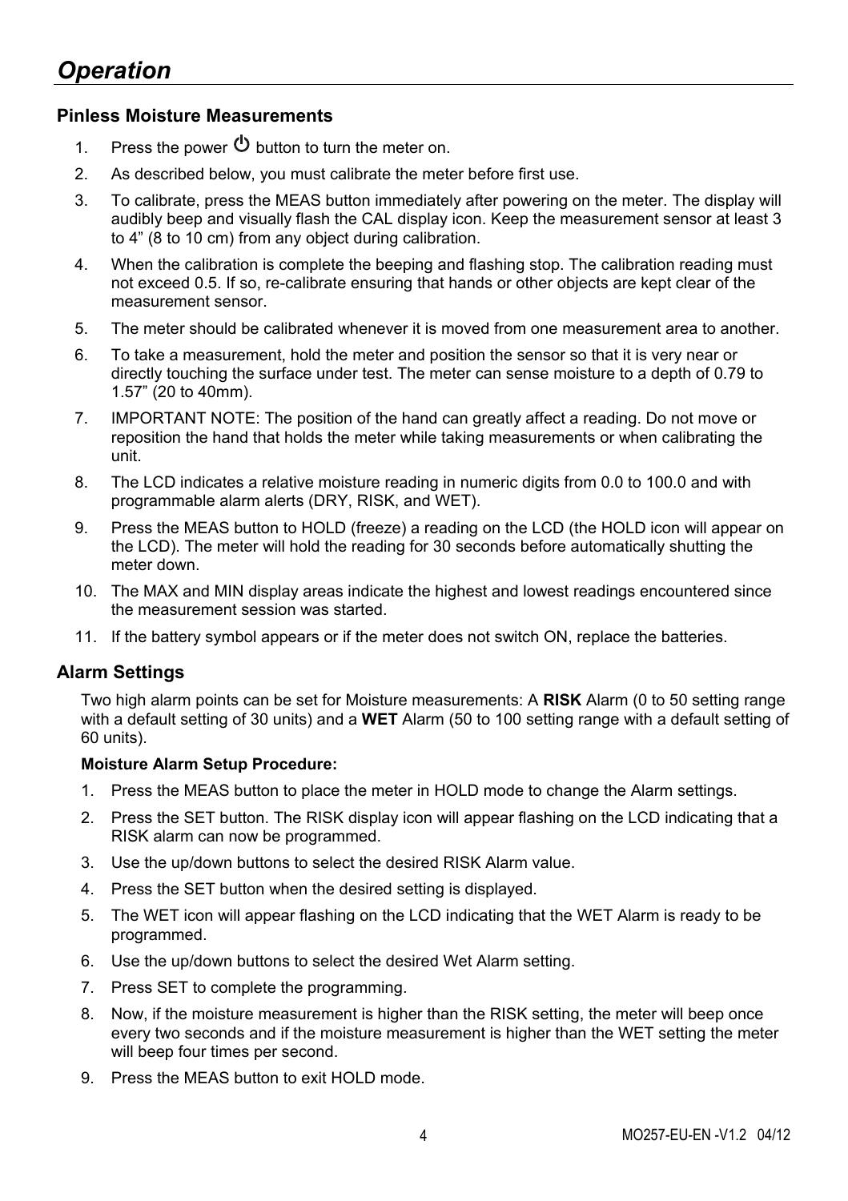# *Operation*

## Pinless Moisture Measurements

1. Press the power ⏻ button to turn the meter on.
2. As described below, you must calibrate the meter before first use.
3. To calibrate, press the MEAS button immediately after powering on the meter. The display will audibly beep and visually flash the CAL display icon. Keep the measurement sensor at least 3 to 4” (8 to 10 cm) from any object during calibration.
4. When the calibration is complete the beeping and flashing stop. The calibration reading must not exceed 0.5. If so, re-calibrate ensuring that hands or other objects are kept clear of the measurement sensor.
5. The meter should be calibrated whenever it is moved from one measurement area to another.
6. To take a measurement, hold the meter and position the sensor so that it is very near or directly touching the surface under test. The meter can sense moisture to a depth of 0.79 to 1.57” (20 to 40mm).
7. IMPORTANT NOTE: The position of the hand can greatly affect a reading. Do not move or reposition the hand that holds the meter while taking measurements or when calibrating the unit.
8. The LCD indicates a relative moisture reading in numeric digits from 0.0 to 100.0 and with programmable alarm alerts (DRY, RISK, and WET).
9. Press the MEAS button to HOLD (freeze) a reading on the LCD (the HOLD icon will appear on the LCD). The meter will hold the reading for 30 seconds before automatically shutting the meter down.
10. The MAX and MIN display areas indicate the highest and lowest readings encountered since the measurement session was started.
11. If the battery symbol appears or if the meter does not switch ON, replace the batteries.

## Alarm Settings

Two high alarm points can be set for Moisture measurements: A **RISK** Alarm (0 to 50 setting range with a default setting of 30 units) and a **WET** Alarm (50 to 100 setting range with a default setting of 60 units).

**Moisture Alarm Setup Procedure:**

1. Press the MEAS button to place the meter in HOLD mode to change the Alarm settings.
2. Press the SET button. The RISK display icon will appear flashing on the LCD indicating that a RISK alarm can now be programmed.
3. Use the up/down buttons to select the desired RISK Alarm value.
4. Press the SET button when the desired setting is displayed.
5. The WET icon will appear flashing on the LCD indicating that the WET Alarm is ready to be programmed.
6. Use the up/down buttons to select the desired Wet Alarm setting.
7. Press SET to complete the programming.
8. Now, if the moisture measurement is higher than the RISK setting, the meter will beep once every two seconds and if the moisture measurement is higher than the WET setting the meter will beep four times per second.
9. Press the MEAS button to exit HOLD mode.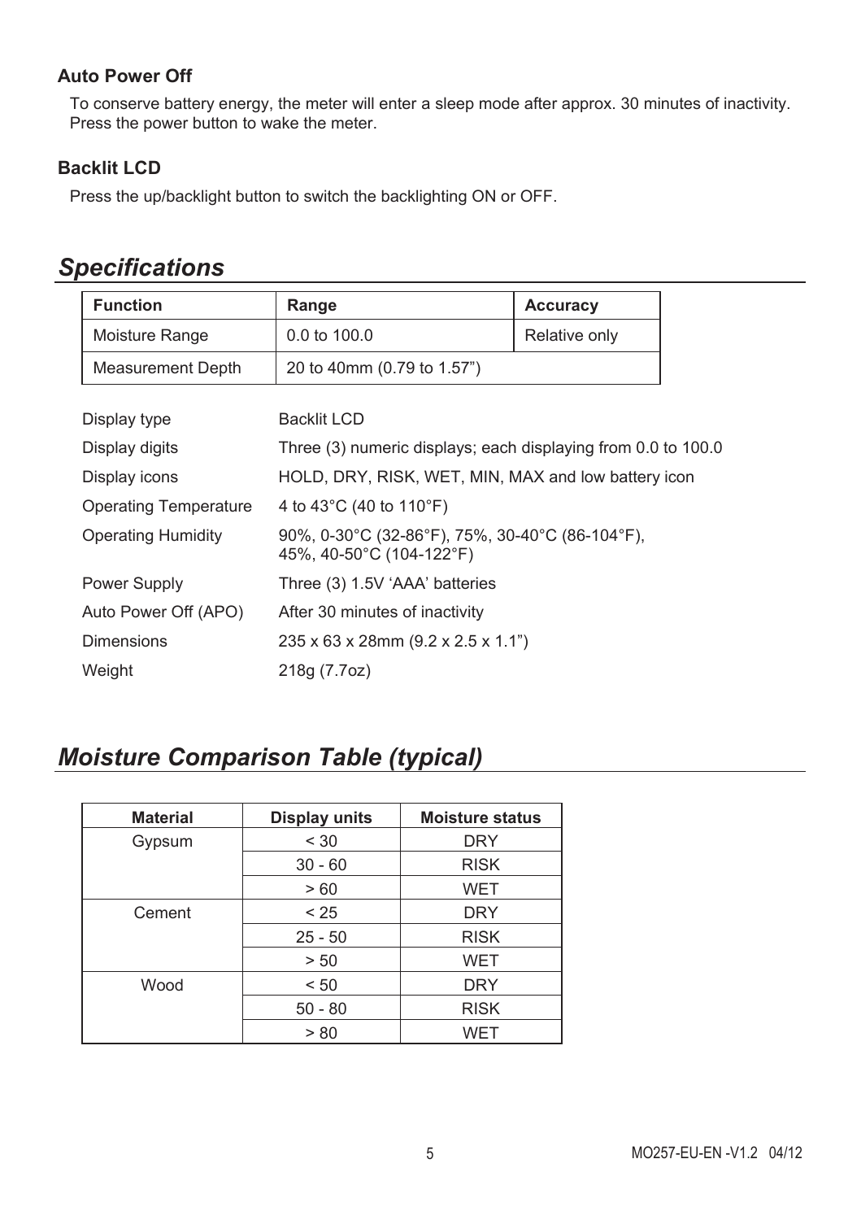### Auto Power Off

To conserve battery energy, the meter will enter a sleep mode after approx. 30 minutes of inactivity. Press the power button to wake the meter.

### Backlit LCD

Press the up/backlight button to switch the backlighting ON or OFF.

## *Specifications*

| Function | Range | Accuracy |
|---|---|---|
| Moisture Range | 0.0 to 100.0 | Relative only |
| Measurement Depth | 20 to 40mm (0.79 to 1.57") | |

| | |
|---|---|
| Display type | Backlit LCD |
| Display digits | Three (3) numeric displays; each displaying from 0.0 to 100.0 |
| Display icons | HOLD, DRY, RISK, WET, MIN, MAX and low battery icon |
| Operating Temperature | 4 to 43°C (40 to 110°F) |
| Operating Humidity | 90%, 0-30°C (32-86°F), 75%, 30-40°C (86-104°F), 45%, 40-50°C (104-122°F) |
| Power Supply | Three (3) 1.5V 'AAA' batteries |
| Auto Power Off (APO) | After 30 minutes of inactivity |
| Dimensions | 235 x 63 x 28mm (9.2 x 2.5 x 1.1") |
| Weight | 218g (7.7oz) |

## *Moisture Comparison Table (typical)*

| Material | Display units | Moisture status |
|---|---|---|
| Gypsum | < 30 | DRY |
| | 30 - 60 | RISK |
| | > 60 | WET |
| Cement | < 25 | DRY |
| | 25 - 50 | RISK |
| | > 50 | WET |
| Wood | < 50 | DRY |
| | 50 - 80 | RISK |
| | > 80 | WET |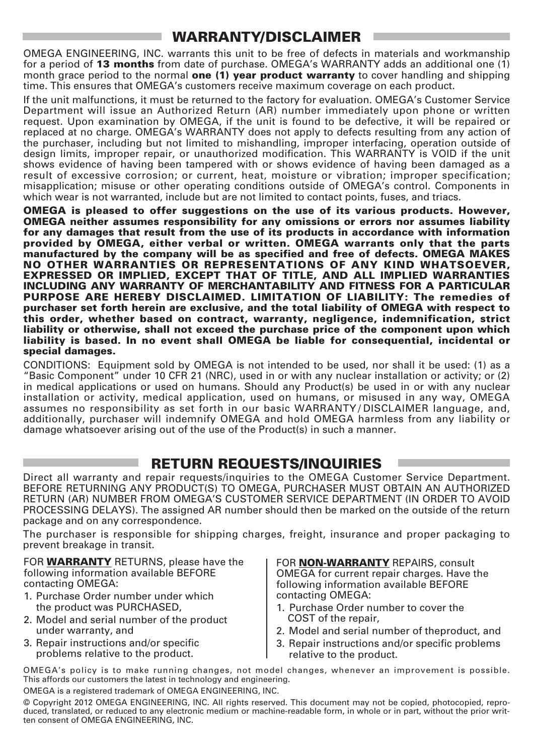## WARRANTY/DISCLAIMER

OMEGA ENGINEERING, INC. warrants this unit to be free of defects in materials and workmanship for a period of **13 months** from date of purchase. OMEGA's WARRANTY adds an additional one (1) month grace period to the normal **one (1) year product warranty** to cover handling and shipping time. This ensures that OMEGA's customers receive maximum coverage on each product.

If the unit malfunctions, it must be returned to the factory for evaluation. OMEGA's Customer Service Department will issue an Authorized Return (AR) number immediately upon phone or written request. Upon examination by OMEGA, if the unit is found to be defective, it will be repaired or replaced at no charge. OMEGA's WARRANTY does not apply to defects resulting from any action of the purchaser, including but not limited to mishandling, improper interfacing, operation outside of design limits, improper repair, or unauthorized modification. This WARRANTY is VOID if the unit shows evidence of having been tampered with or shows evidence of having been damaged as a result of excessive corrosion; or current, heat, moisture or vibration; improper specification; misapplication; misuse or other operating conditions outside of OMEGA's control. Components in which wear is not warranted, include but are not limited to contact points, fuses, and triacs.

**OMEGA is pleased to offer suggestions on the use of its various products. However, OMEGA neither assumes responsibility for any omissions or errors nor assumes liability for any damages that result from the use of its products in accordance with information provided by OMEGA, either verbal or written. OMEGA warrants only that the parts manufactured by the company will be as specified and free of defects. OMEGA MAKES NO OTHER WARRANTIES OR REPRESENTATIONS OF ANY KIND WHATSOEVER, EXPRESSED OR IMPLIED, EXCEPT THAT OF TITLE, AND ALL IMPLIED WARRANTIES INCLUDING ANY WARRANTY OF MERCHANTABILITY AND FITNESS FOR A PARTICULAR PURPOSE ARE HEREBY DISCLAIMED. LIMITATION OF LIABILITY: The remedies of purchaser set forth herein are exclusive, and the total liability of OMEGA with respect to this order, whether based on contract, warranty, negligence, indemnification, strict liability or otherwise, shall not exceed the purchase price of the component upon which liability is based. In no event shall OMEGA be liable for consequential, incidental or special damages.**

CONDITIONS: Equipment sold by OMEGA is not intended to be used, nor shall it be used: (1) as a "Basic Component" under 10 CFR 21 (NRC), used in or with any nuclear installation or activity; or (2) in medical applications or used on humans. Should any Product(s) be used in or with any nuclear installation or activity, medical application, used on humans, or misused in any way, OMEGA assumes no responsibility as set forth in our basic WARRANTY/DISCLAIMER language, and, additionally, purchaser will indemnify OMEGA and hold OMEGA harmless from any liability or damage whatsoever arising out of the use of the Product(s) in such a manner.

## RETURN REQUESTS/INQUIRIES

Direct all warranty and repair requests/inquiries to the OMEGA Customer Service Department. BEFORE RETURNING ANY PRODUCT(S) TO OMEGA, PURCHASER MUST OBTAIN AN AUTHORIZED RETURN (AR) NUMBER FROM OMEGA'S CUSTOMER SERVICE DEPARTMENT (IN ORDER TO AVOID PROCESSING DELAYS). The assigned AR number should then be marked on the outside of the return package and on any correspondence.

The purchaser is responsible for shipping charges, freight, insurance and proper packaging to prevent breakage in transit.

FOR **WARRANTY** RETURNS, please have the following information available BEFORE contacting OMEGA:

1. Purchase Order number under which the product was PURCHASED,
2. Model and serial number of the product under warranty, and
3. Repair instructions and/or specific problems relative to the product.

FOR **NON-WARRANTY** REPAIRS, consult OMEGA for current repair charges. Have the following information available BEFORE contacting OMEGA:

1. Purchase Order number to cover the COST of the repair,
2. Model and serial number of theproduct, and
3. Repair instructions and/or specific problems relative to the product.

OMEGA's policy is to make running changes, not model changes, whenever an improvement is possible. This affords our customers the latest in technology and engineering.

OMEGA is a registered trademark of OMEGA ENGINEERING, INC.

© Copyright 2012 OMEGA ENGINEERING, INC. All rights reserved. This document may not be copied, photocopied, reproduced, translated, or reduced to any electronic medium or machine-readable form, in whole or in part, without the prior written consent of OMEGA ENGINEERING, INC.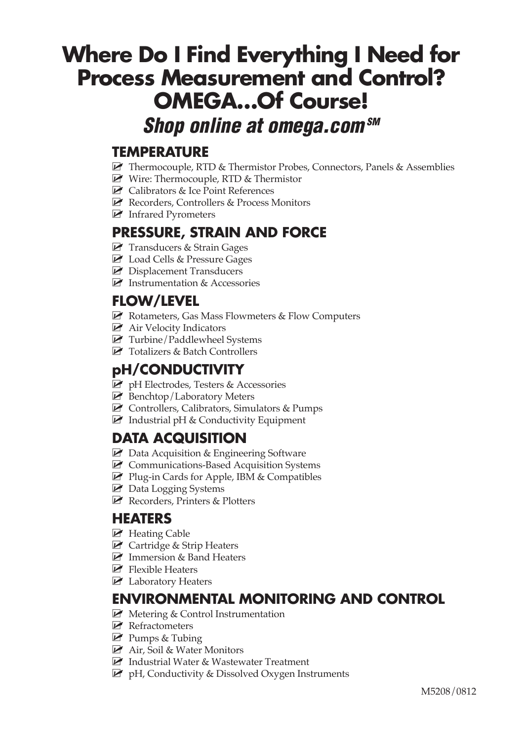# Where Do I Find Everything I Need for Process Measurement and Control? OMEGA...Of Course!

***Shop online at omega.com℠***

## TEMPERATURE

- ☑ Thermocouple, RTD & Thermistor Probes, Connectors, Panels & Assemblies
- ☑ Wire: Thermocouple, RTD & Thermistor
- ☑ Calibrators & Ice Point References
- ☑ Recorders, Controllers & Process Monitors
- ☑ Infrared Pyrometers

## PRESSURE, STRAIN AND FORCE

- ☑ Transducers & Strain Gages
- ☑ Load Cells & Pressure Gages
- ☑ Displacement Transducers
- ☑ Instrumentation & Accessories

## FLOW/LEVEL

- ☑ Rotameters, Gas Mass Flowmeters & Flow Computers
- ☑ Air Velocity Indicators
- ☑ Turbine/Paddlewheel Systems
- ☑ Totalizers & Batch Controllers

## pH/CONDUCTIVITY

- ☑ pH Electrodes, Testers & Accessories
- ☑ Benchtop/Laboratory Meters
- ☑ Controllers, Calibrators, Simulators & Pumps
- ☑ Industrial pH & Conductivity Equipment

## DATA ACQUISITION

- ☑ Data Acquisition & Engineering Software
- ☑ Communications-Based Acquisition Systems
- ☑ Plug-in Cards for Apple, IBM & Compatibles
- ☑ Data Logging Systems
- ☑ Recorders, Printers & Plotters

## HEATERS

- ☑ Heating Cable
- ☑ Cartridge & Strip Heaters
- ☑ Immersion & Band Heaters
- ☑ Flexible Heaters
- ☑ Laboratory Heaters

## ENVIRONMENTAL MONITORING AND CONTROL

- ☑ Metering & Control Instrumentation
- ☑ Refractometers
- ☑ Pumps & Tubing
- ☑ Air, Soil & Water Monitors
- ☑ Industrial Water & Wastewater Treatment
- ☑ pH, Conductivity & Dissolved Oxygen Instruments

M5208/0812